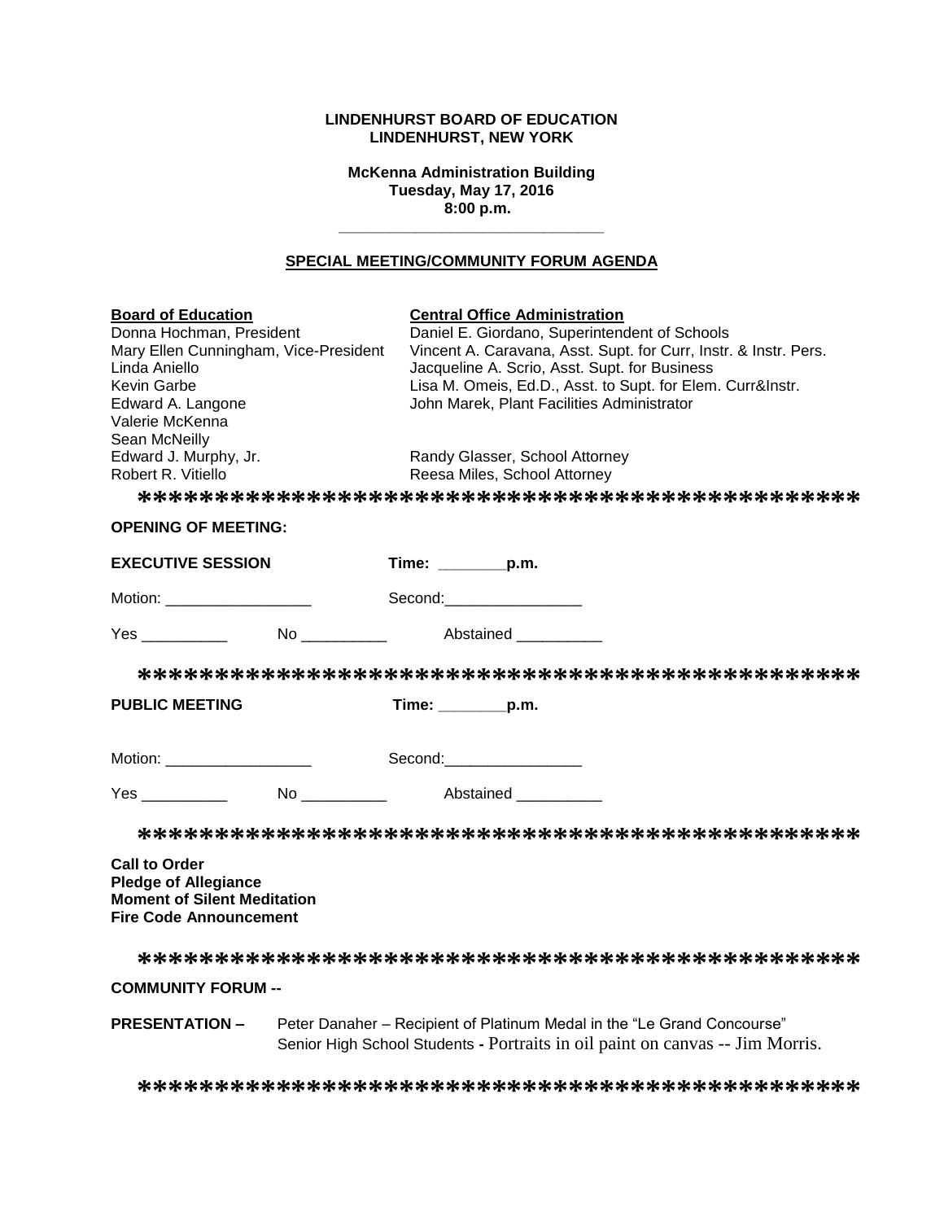**LINDENHURST BOARD OF EDUCATION**
**LINDENHURST, NEW YORK**

**McKenna Administration Building**
**Tuesday, May 17, 2016**
**8:00 p.m.**

---

## SPECIAL MEETING/COMMUNITY FORUM AGENDA

| **Board of Education** | **Central Office Administration** |
|---|---|
| Donna Hochman, President | Daniel E. Giordano, Superintendent of Schools |
| Mary Ellen Cunningham, Vice-President | Vincent A. Caravana, Asst. Supt. for Curr, Instr. & Instr. Pers. |
| Linda Aniello | Jacqueline A. Scrio, Asst. Supt. for Business |
| Kevin Garbe | Lisa M. Omeis, Ed.D., Asst. to Supt. for Elem. Curr&Instr. |
| Edward A. Langone | John Marek, Plant Facilities Administrator |
| Valerie McKenna | |
| Sean McNeilly | |
| Edward J. Murphy, Jr. | Randy Glasser, School Attorney |
| Robert R. Vitiello | Reesa Miles, School Attorney |

*******************************************

**OPENING OF MEETING:**

**EXECUTIVE SESSION** **Time: ________p.m.**

Motion: _________________ Second:________________

Yes __________ No __________ Abstained __________

*******************************************

**PUBLIC MEETING** **Time: ________p.m.**

Motion: _________________ Second:________________

Yes __________ No __________ Abstained __________

*******************************************

**Call to Order**
**Pledge of Allegiance**
**Moment of Silent Meditation**
**Fire Code Announcement**

*******************************************

**COMMUNITY FORUM --**

**PRESENTATION –** Peter Danaher – Recipient of Platinum Medal in the "Le Grand Concourse"
Senior High School Students - Portraits in oil paint on canvas -- Jim Morris.

*******************************************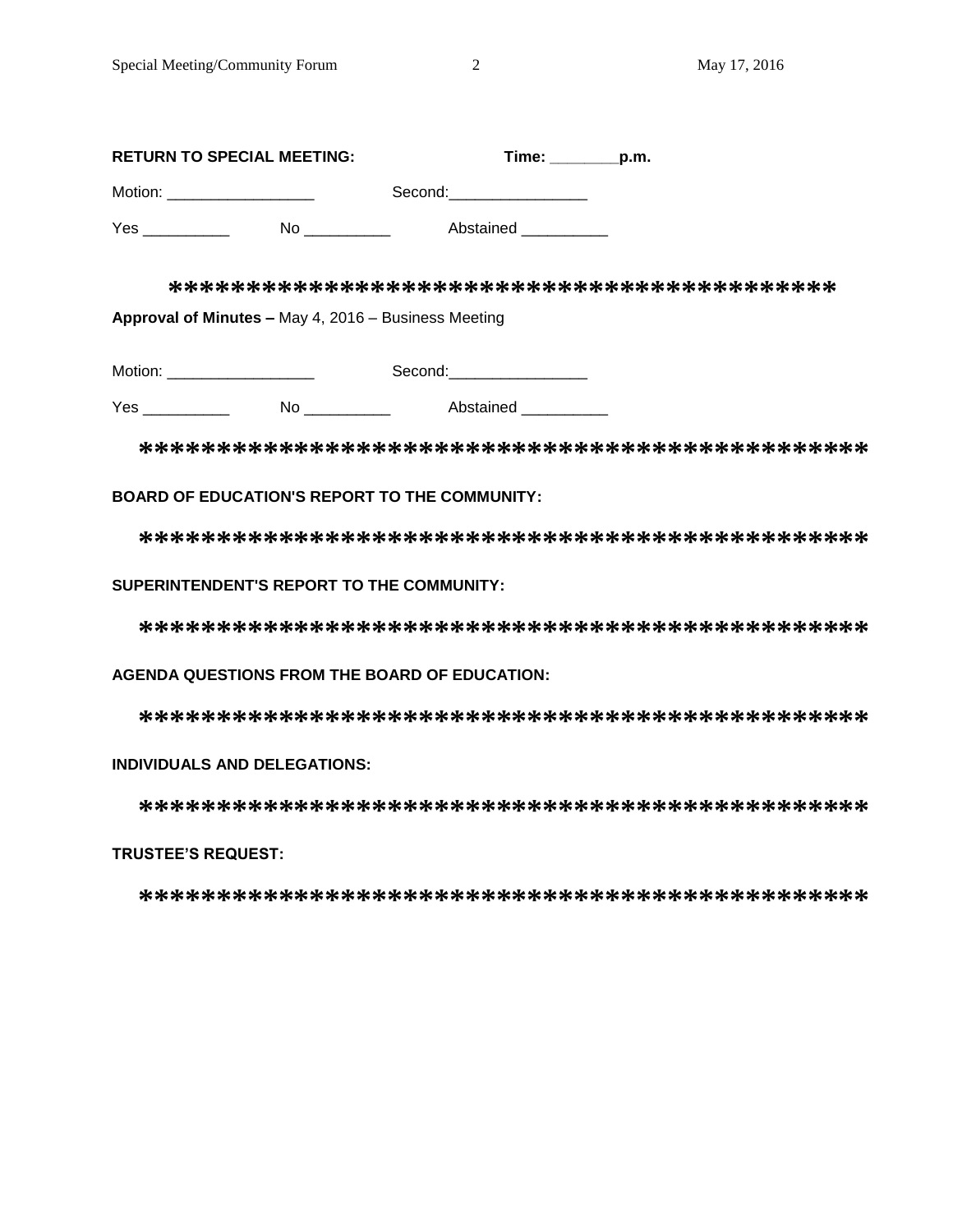**RETURN TO SPECIAL MEETING:** **Time: ________p.m.**

Motion: _________________ Second:________________

Yes __________ No __________ Abstained __________

*******************************************

**Approval of Minutes –** May 4, 2016 – Business Meeting

Motion: _________________ Second:________________

Yes __________ No __________ Abstained __________

*********************************************

**BOARD OF EDUCATION'S REPORT TO THE COMMUNITY:**

*********************************************

**SUPERINTENDENT'S REPORT TO THE COMMUNITY:**

*********************************************

**AGENDA QUESTIONS FROM THE BOARD OF EDUCATION:**

*********************************************

**INDIVIDUALS AND DELEGATIONS:**

*********************************************

**TRUSTEE'S REQUEST:**

*********************************************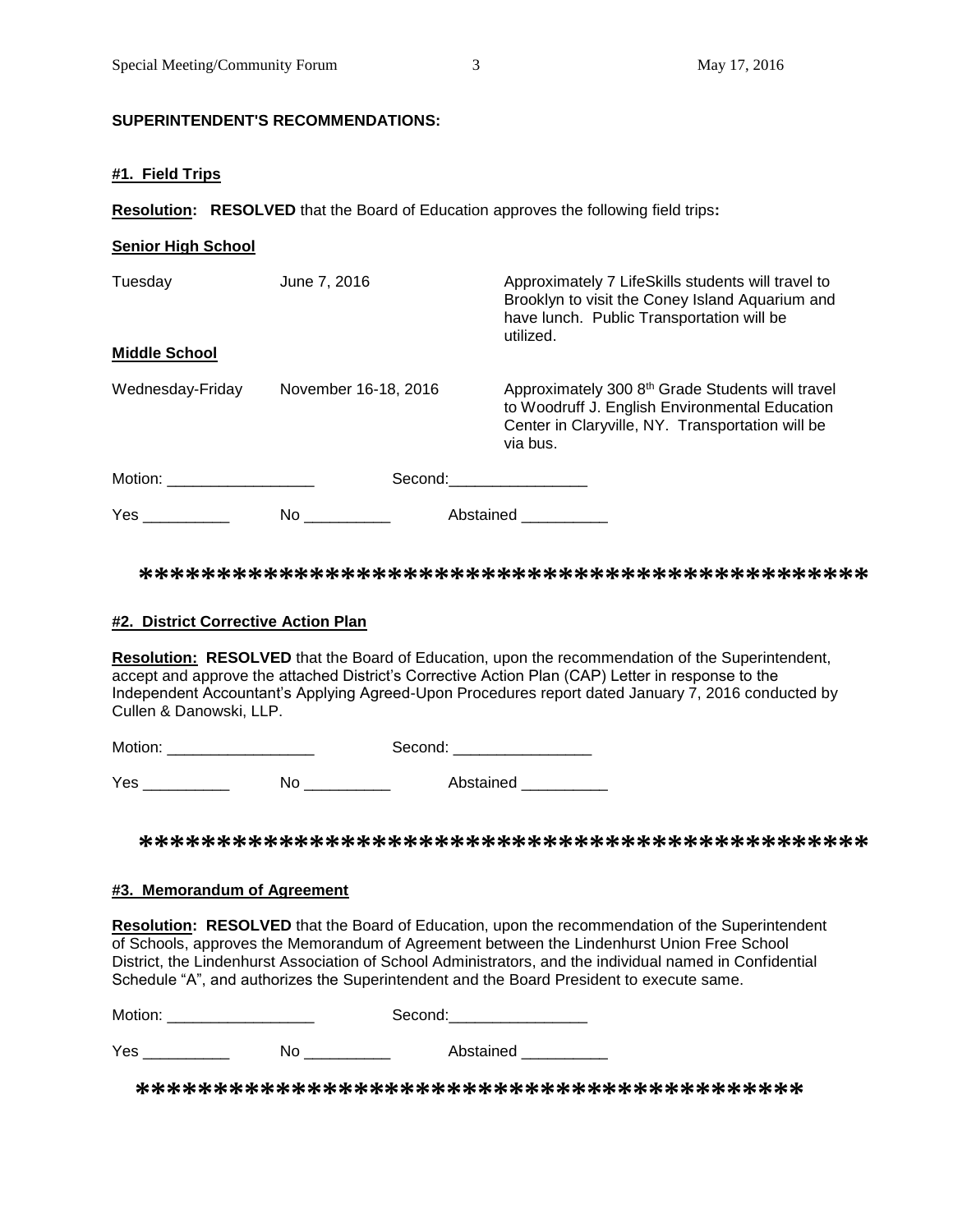**SUPERINTENDENT'S RECOMMENDATIONS:**

**#1. Field Trips**

**Resolution: RESOLVED** that the Board of Education approves the following field trips**:**

**Senior High School**

| | | |
|---|---|---|
| Tuesday | June 7, 2016 | Approximately 7 LifeSkills students will travel to Brooklyn to visit the Coney Island Aquarium and have lunch. Public Transportation will be utilized. |

**Middle School**

| | | |
|---|---|---|
| Wednesday-Friday | November 16-18, 2016 | Approximately 300 8th Grade Students will travel to Woodruff J. English Environmental Education Center in Claryville, NY. Transportation will be via bus. |

Motion: _________________ Second:________________

Yes __________ No __________ Abstained __________

*********************************************

**#2. District Corrective Action Plan**

**Resolution: RESOLVED** that the Board of Education, upon the recommendation of the Superintendent, accept and approve the attached District's Corrective Action Plan (CAP) Letter in response to the Independent Accountant's Applying Agreed-Upon Procedures report dated January 7, 2016 conducted by Cullen & Danowski, LLP.

Motion: _________________ Second: ________________

Yes __________ No __________ Abstained __________

*********************************************

**#3. Memorandum of Agreement**

**Resolution: RESOLVED** that the Board of Education, upon the recommendation of the Superintendent of Schools, approves the Memorandum of Agreement between the Lindenhurst Union Free School District, the Lindenhurst Association of School Administrators, and the individual named in Confidential Schedule "A", and authorizes the Superintendent and the Board President to execute same.

Motion: _________________ Second:________________

Yes __________ No __________ Abstained __________

*******************************************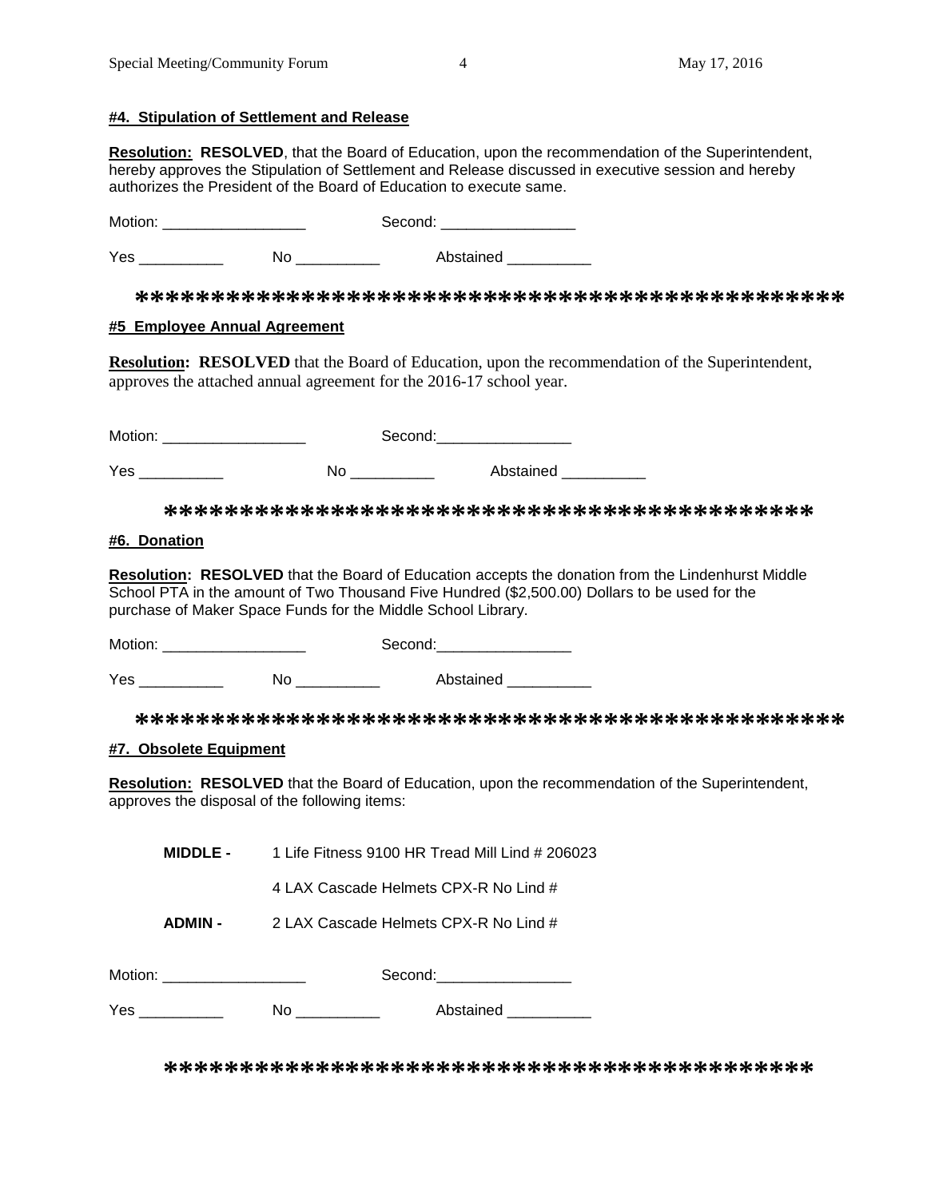#### #4. Stipulation of Settlement and Release

**Resolution: RESOLVED**, that the Board of Education, upon the recommendation of the Superintendent, hereby approves the Stipulation of Settlement and Release discussed in executive session and hereby authorizes the President of the Board of Education to execute same.

Motion: _________________ Second: ________________

Yes __________ No __________ Abstained __________

*********************************************

#### #5 Employee Annual Agreement

**Resolution: RESOLVED** that the Board of Education, upon the recommendation of the Superintendent, approves the attached annual agreement for the 2016-17 school year.

Motion: _________________ Second:________________

Yes __________ No __________ Abstained __________

*******************************************

#### #6. Donation

**Resolution: RESOLVED** that the Board of Education accepts the donation from the Lindenhurst Middle School PTA in the amount of Two Thousand Five Hundred ($2,500.00) Dollars to be used for the purchase of Maker Space Funds for the Middle School Library.

Motion: _________________ Second:________________

Yes __________ No __________ Abstained __________

*********************************************

#### #7. Obsolete Equipment

**Resolution: RESOLVED** that the Board of Education, upon the recommendation of the Superintendent, approves the disposal of the following items:

**MIDDLE -** 1 Life Fitness 9100 HR Tread Mill Lind # 206023

4 LAX Cascade Helmets CPX-R No Lind #

**ADMIN -** 2 LAX Cascade Helmets CPX-R No Lind #

Motion: _________________ Second:________________

Yes __________ No __________ Abstained __________

*******************************************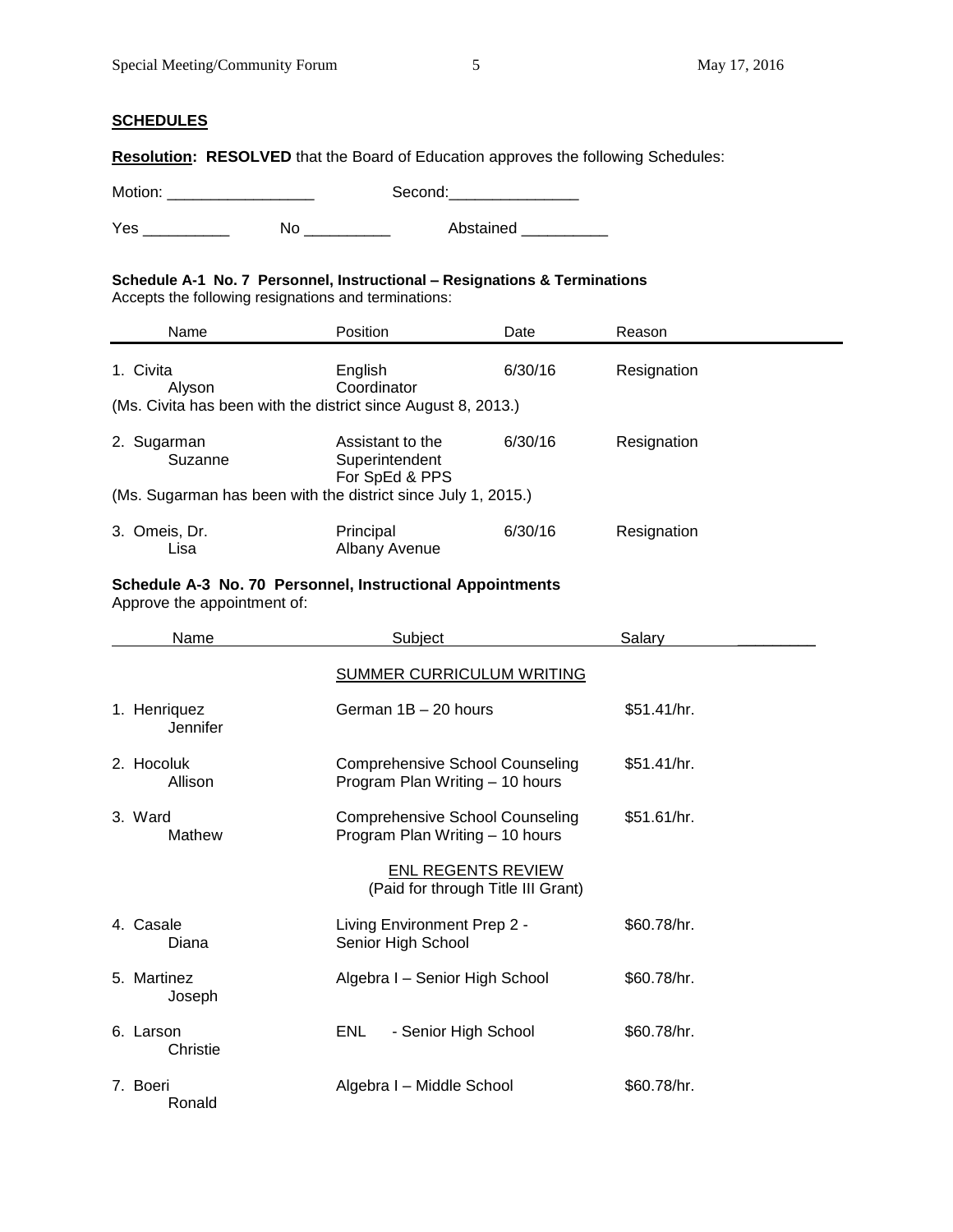**SCHEDULES**

**Resolution: RESOLVED** that the Board of Education approves the following Schedules:

Motion: _________________ Second:_______________

Yes __________ No __________ Abstained __________

**Schedule A-1 No. 7 Personnel, Instructional – Resignations & Terminations**
Accepts the following resignations and terminations:

| Name | Position | Date | Reason |
|---|---|---|---|
| 1. Civita Alyson | English Coordinator | 6/30/16 | Resignation |
| (Ms. Civita has been with the district since August 8, 2013.) | | | |
| 2. Sugarman Suzanne | Assistant to the Superintendent For SpEd & PPS | 6/30/16 | Resignation |
| (Ms. Sugarman has been with the district since July 1, 2015.) | | | |
| 3. Omeis, Dr. Lisa | Principal Albany Avenue | 6/30/16 | Resignation |

**Schedule A-3 No. 70 Personnel, Instructional Appointments**
Approve the appointment of:

| Name | Subject | Salary |
|---|---|---|
| | SUMMER CURRICULUM WRITING | |
| 1. Henriquez Jennifer | German 1B – 20 hours | $51.41/hr. |
| 2. Hocoluk Allison | Comprehensive School Counseling Program Plan Writing – 10 hours | $51.41/hr. |
| 3. Ward Mathew | Comprehensive School Counseling Program Plan Writing – 10 hours | $51.61/hr. |
| | ENL REGENTS REVIEW (Paid for through Title III Grant) | |
| 4. Casale Diana | Living Environment Prep 2 - Senior High School | $60.78/hr. |
| 5. Martinez Joseph | Algebra I – Senior High School | $60.78/hr. |
| 6. Larson Christie | ENL - Senior High School | $60.78/hr. |
| 7. Boeri Ronald | Algebra I – Middle School | $60.78/hr. |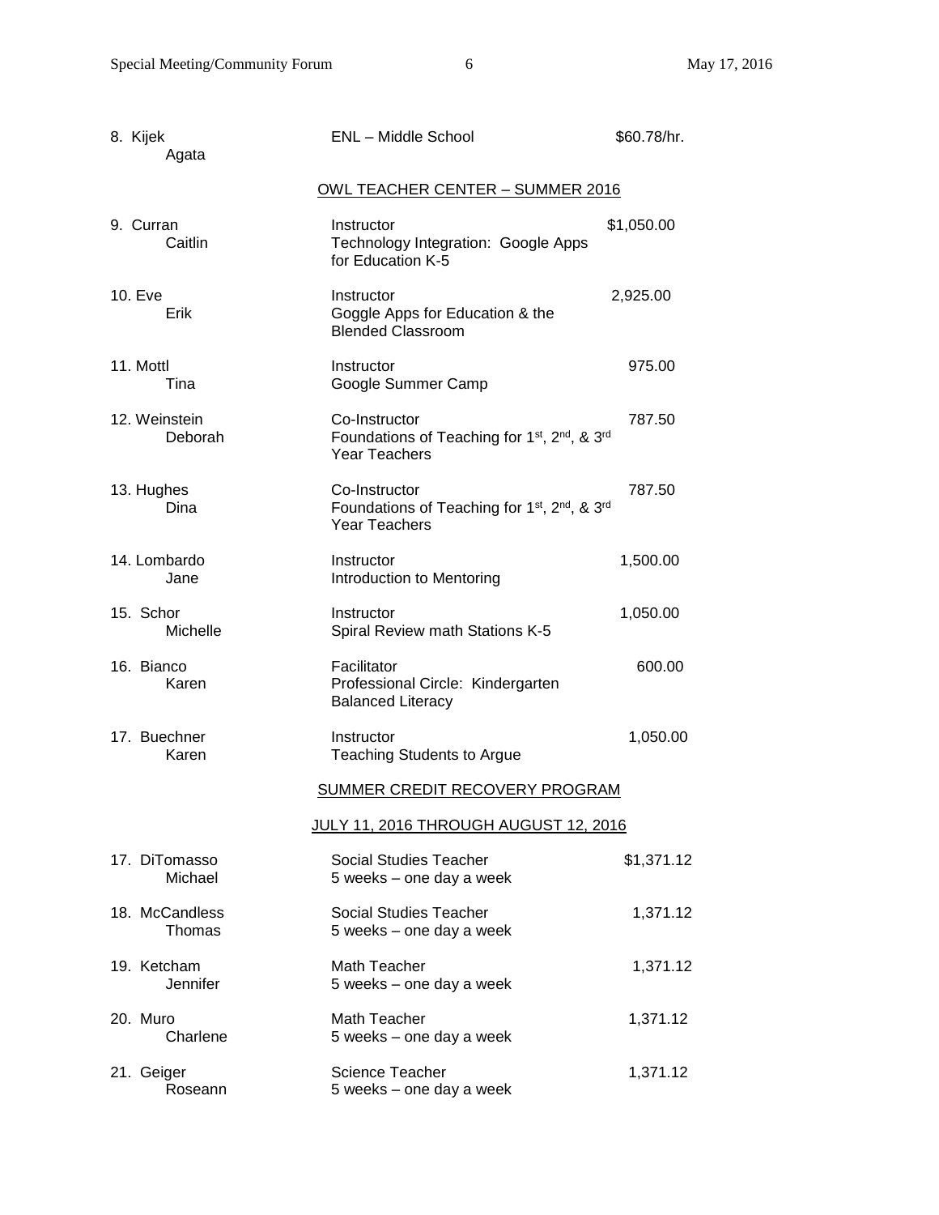| | | |
|---|---|---|
| 8. Kijek<br>Agata | ENL – Middle School | \$60.78/hr. |

**OWL TEACHER CENTER – SUMMER 2016**

| | | |
|---|---|---|
| 9. Curran<br>Caitlin | Instructor<br>Technology Integration: Google Apps for Education K-5 | \$1,050.00 |
| 10. Eve<br>Erik | Instructor<br>Goggle Apps for Education & the Blended Classroom | 2,925.00 |
| 11. Mottl<br>Tina | Instructor<br>Google Summer Camp | 975.00 |
| 12. Weinstein<br>Deborah | Co-Instructor<br>Foundations of Teaching for 1st, 2nd, & 3rd Year Teachers | 787.50 |
| 13. Hughes<br>Dina | Co-Instructor<br>Foundations of Teaching for 1st, 2nd, & 3rd Year Teachers | 787.50 |
| 14. Lombardo<br>Jane | Instructor<br>Introduction to Mentoring | 1,500.00 |
| 15. Schor<br>Michelle | Instructor<br>Spiral Review math Stations K-5 | 1,050.00 |
| 16. Bianco<br>Karen | Facilitator<br>Professional Circle: Kindergarten Balanced Literacy | 600.00 |
| 17. Buechner<br>Karen | Instructor<br>Teaching Students to Argue | 1,050.00 |

**SUMMER CREDIT RECOVERY PROGRAM**

**JULY 11, 2016 THROUGH AUGUST 12, 2016**

| | | |
|---|---|---|
| 17. DiTomasso<br>Michael | Social Studies Teacher<br>5 weeks – one day a week | \$1,371.12 |
| 18. McCandless<br>Thomas | Social Studies Teacher<br>5 weeks – one day a week | 1,371.12 |
| 19. Ketcham<br>Jennifer | Math Teacher<br>5 weeks – one day a week | 1,371.12 |
| 20. Muro<br>Charlene | Math Teacher<br>5 weeks – one day a week | 1,371.12 |
| 21. Geiger<br>Roseann | Science Teacher<br>5 weeks – one day a week | 1,371.12 |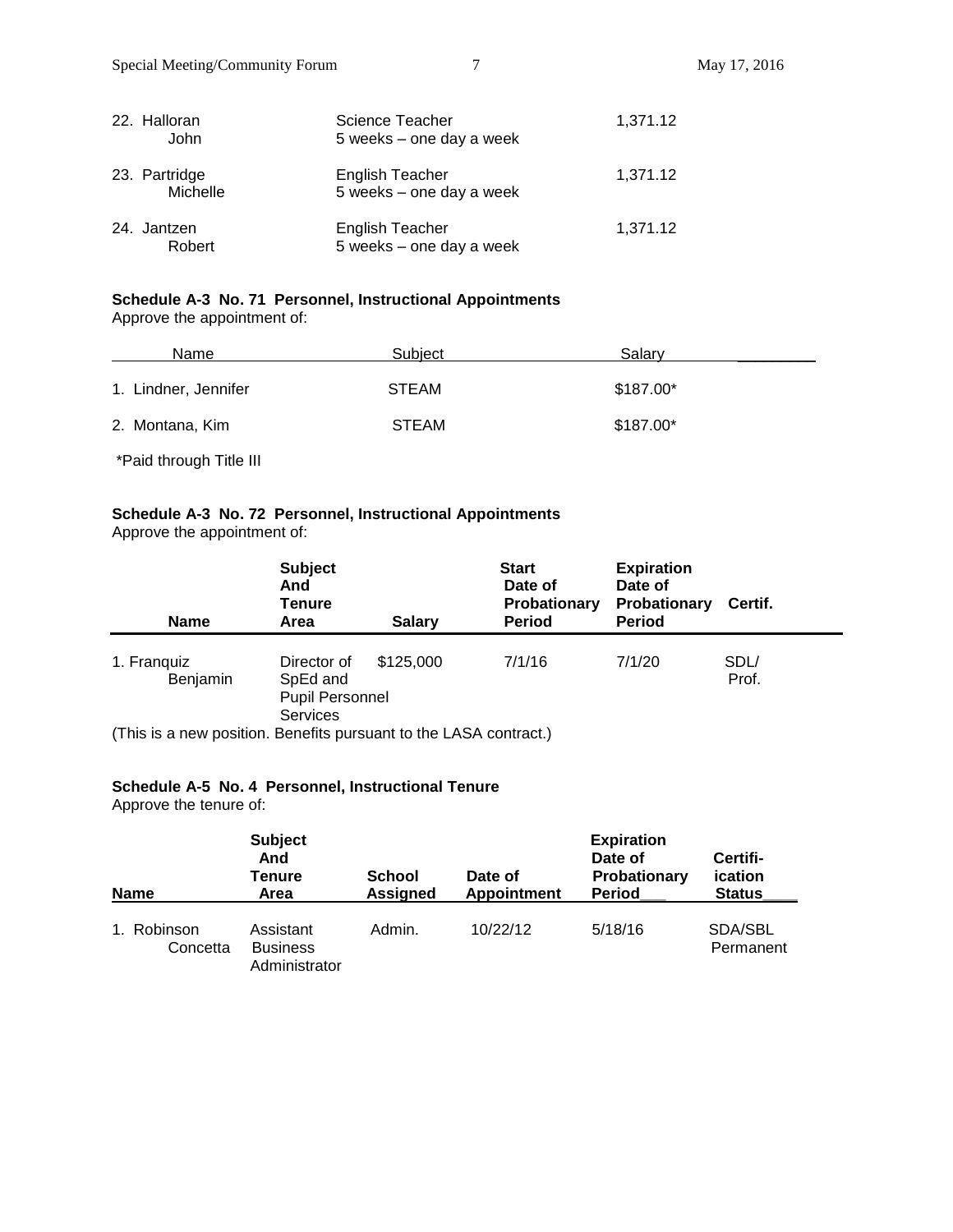| | | |
|---|---|---|
| 22. Halloran John | Science Teacher 5 weeks – one day a week | 1,371.12 |
| 23. Partridge Michelle | English Teacher 5 weeks – one day a week | 1,371.12 |
| 24. Jantzen Robert | English Teacher 5 weeks – one day a week | 1,371.12 |

**Schedule A-3 No. 71 Personnel, Instructional Appointments**
Approve the appointment of:

| Name | Subject | Salary |
|---|---|---|
| 1. Lindner, Jennifer | STEAM | $187.00* |
| 2. Montana, Kim | STEAM | $187.00* |

*Paid through Title III

**Schedule A-3 No. 72 Personnel, Instructional Appointments**
Approve the appointment of:

| Name | Subject And Tenure Area | Salary | Start Date of Probationary Period | Expiration Date of Probationary Period | Certif. |
|---|---|---|---|---|---|
| 1. Franquiz Benjamin | Director of SpEd and Pupil Personnel Services | $125,000 | 7/1/16 | 7/1/20 | SDL/ Prof. |

(This is a new position. Benefits pursuant to the LASA contract.)

**Schedule A-5 No. 4 Personnel, Instructional Tenure**
Approve the tenure of:

| Name | Subject And Tenure Area | School Assigned | Date of Appointment | Expiration Date of Probationary Period | Certifi-ication Status |
|---|---|---|---|---|---|
| 1. Robinson Concetta | Assistant Business Administrator | Admin. | 10/22/12 | 5/18/16 | SDA/SBL Permanent |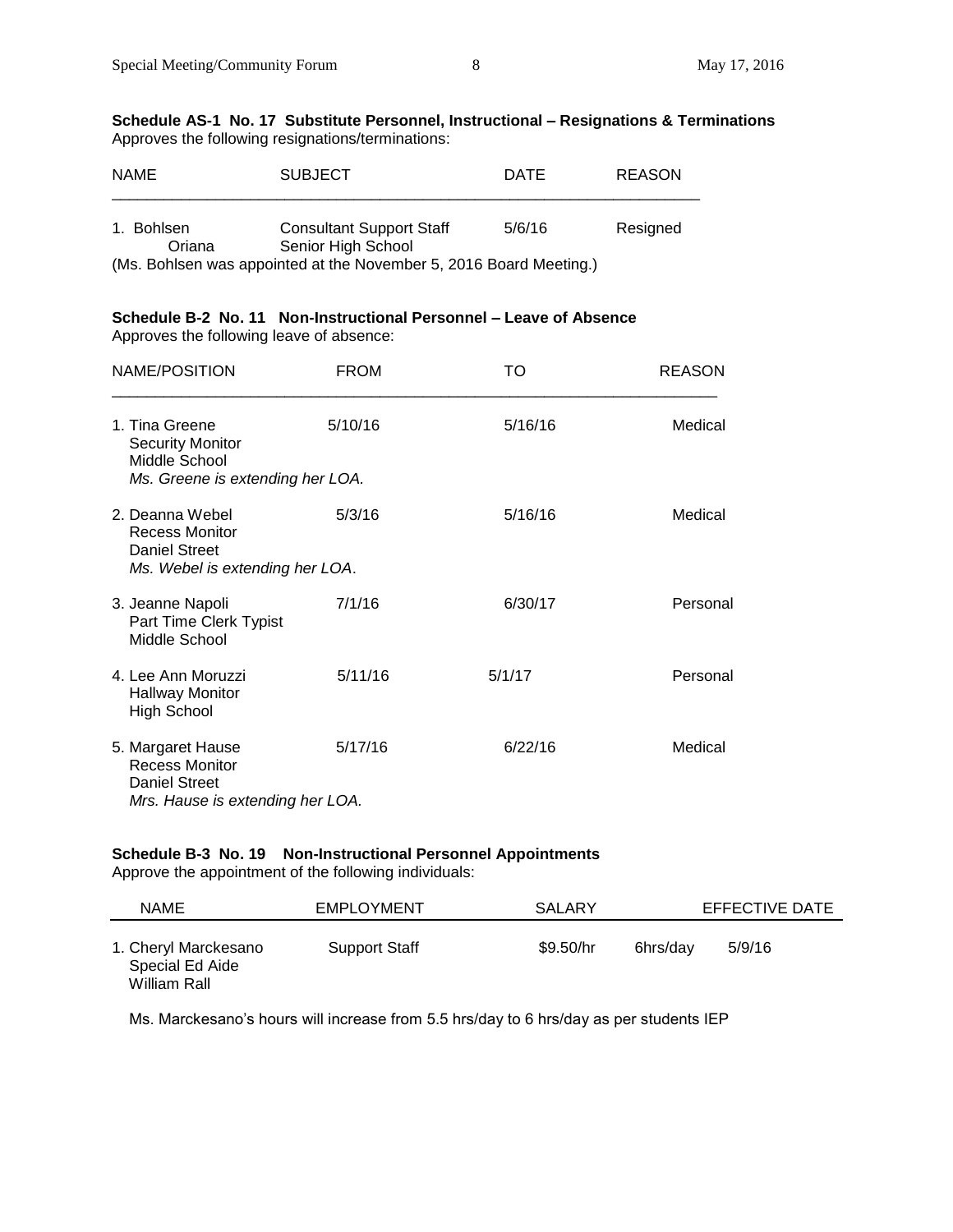**Schedule AS-1 No. 17 Substitute Personnel, Instructional – Resignations & Terminations**
Approves the following resignations/terminations:

| NAME | SUBJECT | DATE | REASON |
|---|---|---|---|
| 1. Bohlsen Oriana | Consultant Support Staff Senior High School | 5/6/16 | Resigned |

(Ms. Bohlsen was appointed at the November 5, 2016 Board Meeting.)

**Schedule B-2 No. 11 Non-Instructional Personnel – Leave of Absence**
Approves the following leave of absence:

| NAME/POSITION | FROM | TO | REASON |
|---|---|---|---|
| 1. Tina Greene<br>Security Monitor<br>Middle School<br>*Ms. Greene is extending her LOA.* | 5/10/16 | 5/16/16 | Medical |
| 2. Deanna Webel<br>Recess Monitor<br>Daniel Street<br>*Ms. Webel is extending her LOA.* | 5/3/16 | 5/16/16 | Medical |
| 3. Jeanne Napoli<br>Part Time Clerk Typist<br>Middle School | 7/1/16 | 6/30/17 | Personal |
| 4. Lee Ann Moruzzi<br>Hallway Monitor<br>High School | 5/11/16 | 5/1/17 | Personal |
| 5. Margaret Hause<br>Recess Monitor<br>Daniel Street<br>*Mrs. Hause is extending her LOA.* | 5/17/16 | 6/22/16 | Medical |

**Schedule B-3 No. 19 Non-Instructional Personnel Appointments**
Approve the appointment of the following individuals:

| NAME | EMPLOYMENT | SALARY | | EFFECTIVE DATE |
|---|---|---|---|---|
| 1. Cheryl Marckesano<br>Special Ed Aide<br>William Rall | Support Staff | $9.50/hr | 6hrs/day | 5/9/16 |

Ms. Marckesano's hours will increase from 5.5 hrs/day to 6 hrs/day as per students IEP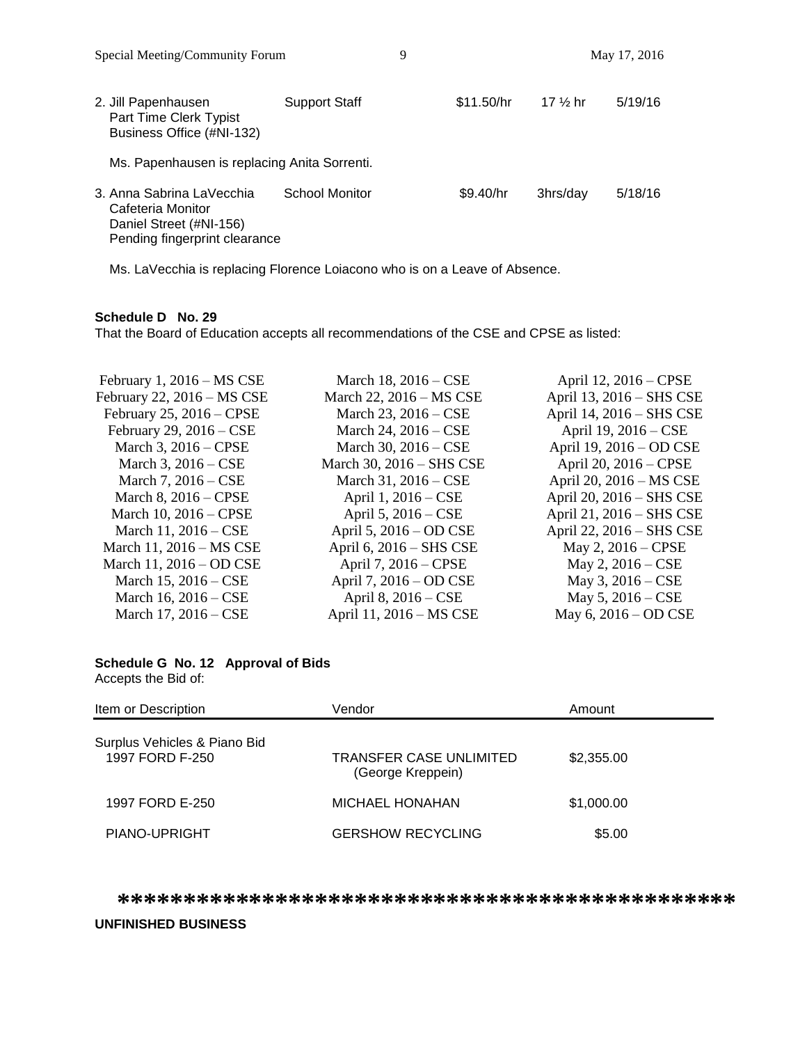| | | | | |
|---|---|---|---|---|
| 2. Jill Papenhausen<br>Part Time Clerk Typist<br>Business Office (#NI-132) | Support Staff | $11.50/hr | 17 ½ hr | 5/19/16 |

Ms. Papenhausen is replacing Anita Sorrenti.

| | | | | |
|---|---|---|---|---|
| 3. Anna Sabrina LaVecchia<br>Cafeteria Monitor<br>Daniel Street (#NI-156)<br>Pending fingerprint clearance | School Monitor | $9.40/hr | 3hrs/day | 5/18/16 |

Ms. LaVecchia is replacing Florence Loiacono who is on a Leave of Absence.

**Schedule D No. 29**
That the Board of Education accepts all recommendations of the CSE and CPSE as listed:

| | | |
|---|---|---|
| February 1, 2016 – MS CSE | March 18, 2016 – CSE | April 12, 2016 – CPSE |
| February 22, 2016 – MS CSE | March 22, 2016 – MS CSE | April 13, 2016 – SHS CSE |
| February 25, 2016 – CPSE | March 23, 2016 – CSE | April 14, 2016 – SHS CSE |
| February 29, 2016 – CSE | March 24, 2016 – CSE | April 19, 2016 – CSE |
| March 3, 2016 – CPSE | March 30, 2016 – CSE | April 19, 2016 – OD CSE |
| March 3, 2016 – CSE | March 30, 2016 – SHS CSE | April 20, 2016 – CPSE |
| March 7, 2016 – CSE | March 31, 2016 – CSE | April 20, 2016 – MS CSE |
| March 8, 2016 – CPSE | April 1, 2016 – CSE | April 20, 2016 – SHS CSE |
| March 10, 2016 – CPSE | April 5, 2016 – CSE | April 21, 2016 – SHS CSE |
| March 11, 2016 – CSE | April 5, 2016 – OD CSE | April 22, 2016 – SHS CSE |
| March 11, 2016 – MS CSE | April 6, 2016 – SHS CSE | May 2, 2016 – CPSE |
| March 11, 2016 – OD CSE | April 7, 2016 – CPSE | May 2, 2016 – CSE |
| March 15, 2016 – CSE | April 7, 2016 – OD CSE | May 3, 2016 – CSE |
| March 16, 2016 – CSE | April 8, 2016 – CSE | May 5, 2016 – CSE |
| March 17, 2016 – CSE | April 11, 2016 – MS CSE | May 6, 2016 – OD CSE |

**Schedule G No. 12 Approval of Bids**
Accepts the Bid of:

| Item or Description | Vendor | Amount |
|---|---|---|
| Surplus Vehicles & Piano Bid | | |
| 1997 FORD F-250 | TRANSFER CASE UNLIMITED (George Kreppein) | $2,355.00 |
| 1997 FORD E-250 | MICHAEL HONAHAN | $1,000.00 |
| PIANO-UPRIGHT | GERSHOW RECYCLING | $5.00 |

**********************************************

**UNFINISHED BUSINESS**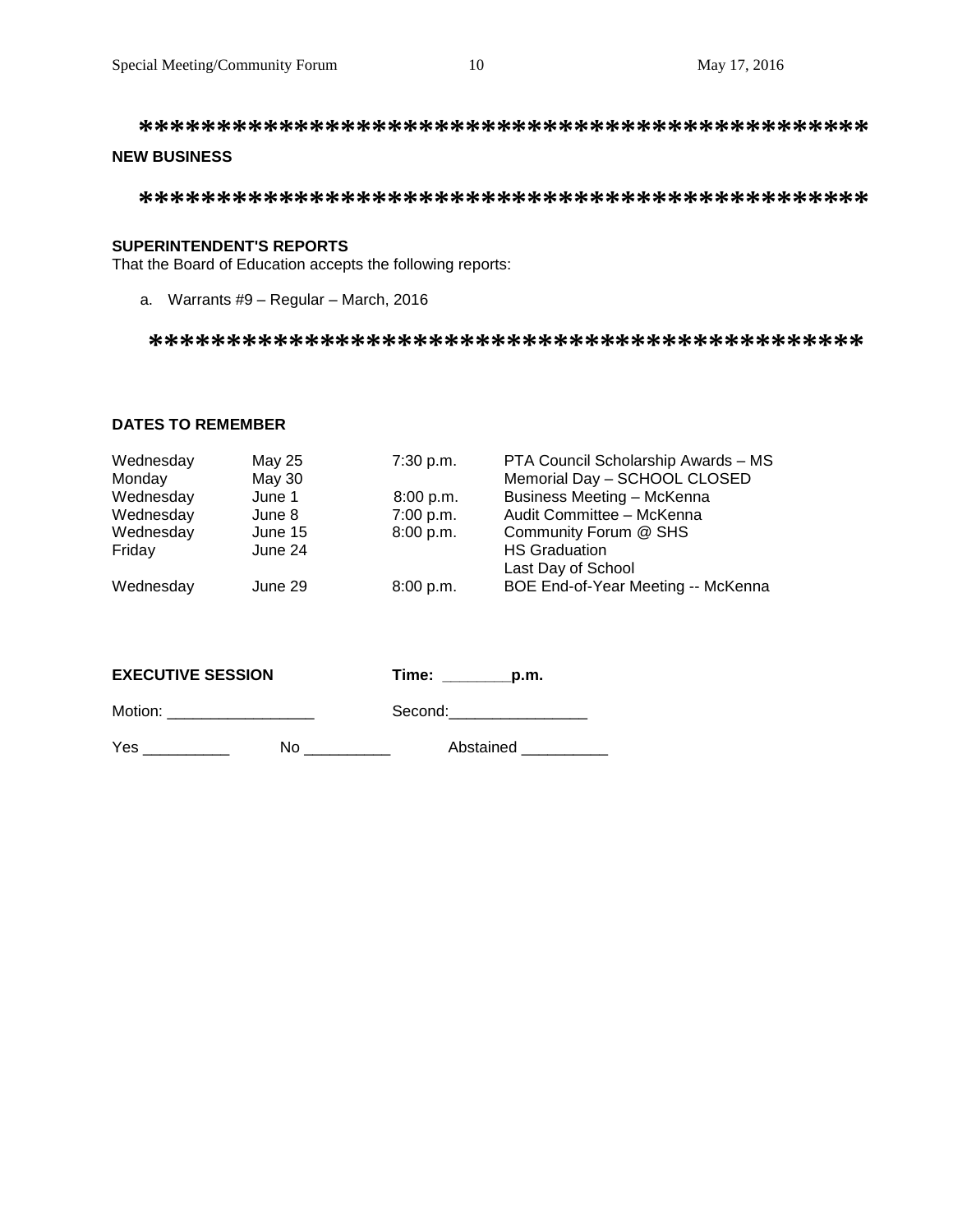\*\*\*\*\*\*\*\*\*\*\*\*\*\*\*\*\*\*\*\*\*\*\*\*\*\*\*\*\*\*\*\*\*\*\*\*\*\*\*\*\*\*\*\*\*\*\*\*

**NEW BUSINESS**

\*\*\*\*\*\*\*\*\*\*\*\*\*\*\*\*\*\*\*\*\*\*\*\*\*\*\*\*\*\*\*\*\*\*\*\*\*\*\*\*\*\*\*\*\*\*\*\*

**SUPERINTENDENT'S REPORTS**

That the Board of Education accepts the following reports:

a. Warrants #9 – Regular – March, 2016

\*\*\*\*\*\*\*\*\*\*\*\*\*\*\*\*\*\*\*\*\*\*\*\*\*\*\*\*\*\*\*\*\*\*\*\*\*\*\*\*\*\*\*\*\*\*\*

**DATES TO REMEMBER**

| | | | |
|---|---|---|---|
| Wednesday | May 25 | 7:30 p.m. | PTA Council Scholarship Awards – MS |
| Monday | May 30 | | Memorial Day – SCHOOL CLOSED |
| Wednesday | June 1 | 8:00 p.m. | Business Meeting – McKenna |
| Wednesday | June 8 | 7:00 p.m. | Audit Committee – McKenna |
| Wednesday | June 15 | 8:00 p.m. | Community Forum @ SHS |
| Friday | June 24 | | HS Graduation<br>Last Day of School |
| Wednesday | June 29 | 8:00 p.m. | BOE End-of-Year Meeting -- McKenna |

**EXECUTIVE SESSION** **Time: \_\_\_\_\_\_\_\_p.m.**

Motion: \_\_\_\_\_\_\_\_\_\_\_\_\_\_\_\_\_ Second:\_\_\_\_\_\_\_\_\_\_\_\_\_\_\_\_

Yes \_\_\_\_\_\_\_\_\_\_ No \_\_\_\_\_\_\_\_\_\_ Abstained \_\_\_\_\_\_\_\_\_\_